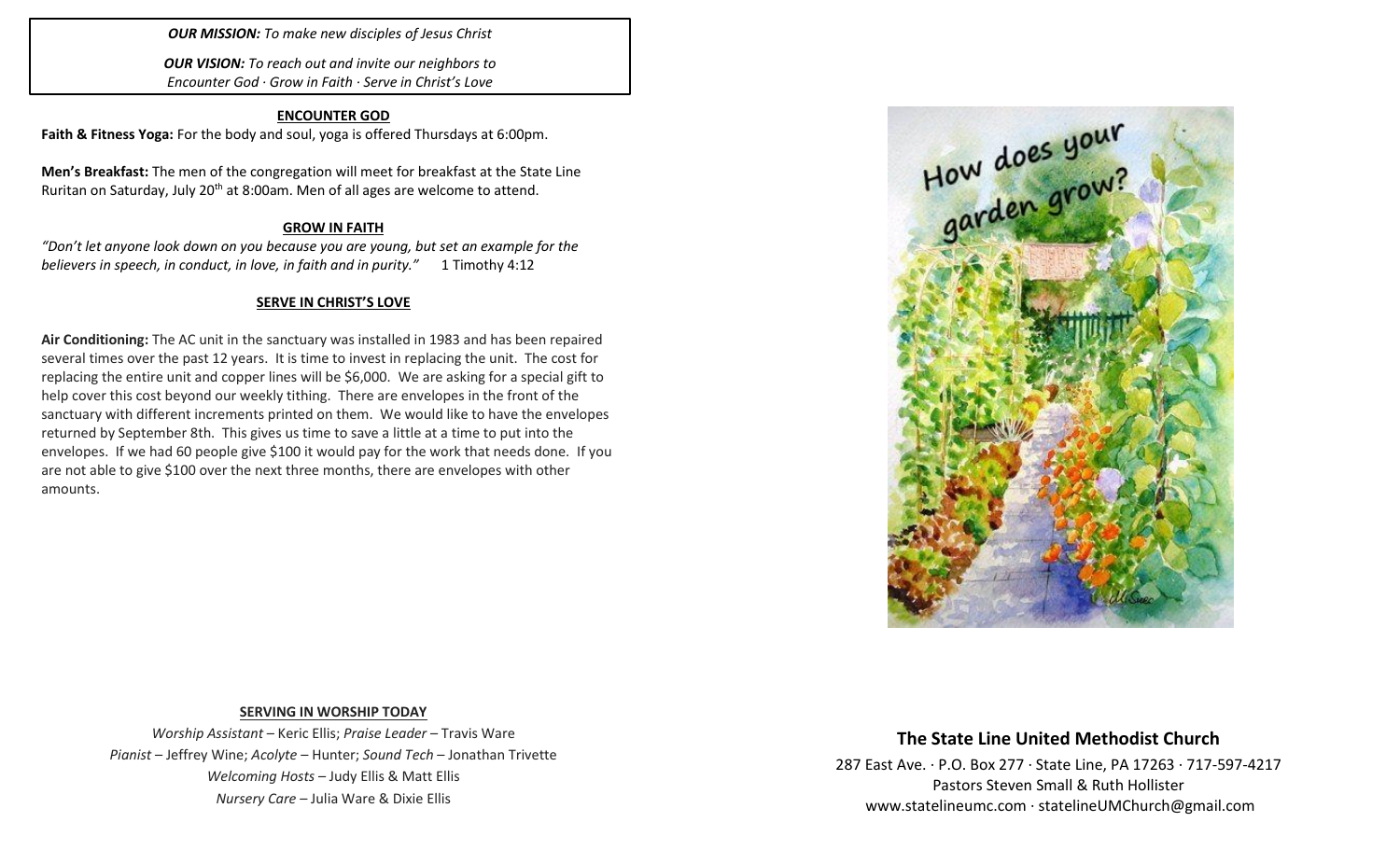***OUR MISSION:*** *To make new disciples of Jesus Christ*

***OUR VISION:*** *To reach out and invite our neighbors to Encounter God · Grow in Faith · Serve in Christ's Love*

**ENCOUNTER GOD**

**Faith & Fitness Yoga:** For the body and soul, yoga is offered Thursdays at 6:00pm.

**Men's Breakfast:** The men of the congregation will meet for breakfast at the State Line Ruritan on Saturday, July 20th at 8:00am. Men of all ages are welcome to attend.

**GROW IN FAITH**

*"Don't let anyone look down on you because you are young, but set an example for the believers in speech, in conduct, in love, in faith and in purity."* 1 Timothy 4:12

**SERVE IN CHRIST'S LOVE**

**Air Conditioning:** The AC unit in the sanctuary was installed in 1983 and has been repaired several times over the past 12 years. It is time to invest in replacing the unit. The cost for replacing the entire unit and copper lines will be $6,000. We are asking for a special gift to help cover this cost beyond our weekly tithing. There are envelopes in the front of the sanctuary with different increments printed on them. We would like to have the envelopes returned by September 8th. This gives us time to save a little at a time to put into the envelopes. If we had 60 people give $100 it would pay for the work that needs done. If you are not able to give $100 over the next three months, there are envelopes with other amounts.

**SERVING IN WORSHIP TODAY**

*Worship Assistant* – Keric Ellis; *Praise Leader* – Travis Ware
*Pianist* – Jeffrey Wine; *Acolyte* – Hunter; *Sound Tech* – Jonathan Trivette
*Welcoming Hosts* – Judy Ellis & Matt Ellis
*Nursery Care* – Julia Ware & Dixie Ellis

How does your garden grow?

## The State Line United Methodist Church

287 East Ave. · P.O. Box 277 · State Line, PA 17263 · 717-597-4217
Pastors Steven Small & Ruth Hollister
www.statelineumc.com · statelineUMChurch@gmail.com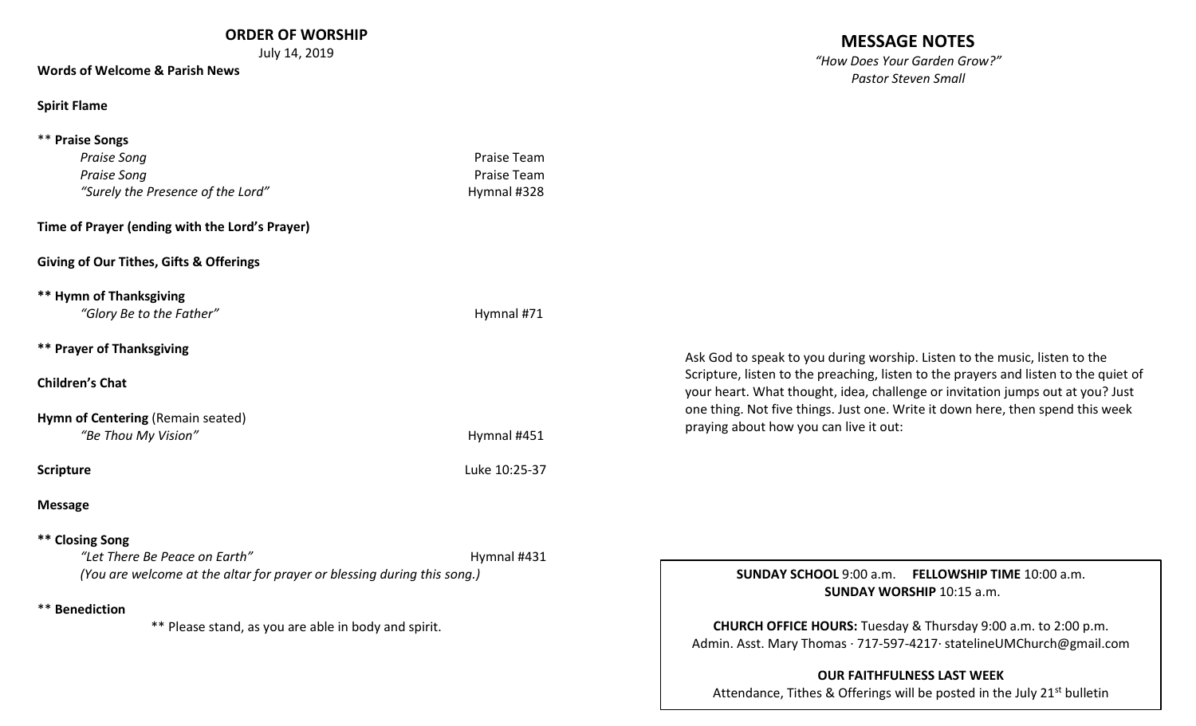## ORDER OF WORSHIP

July 14, 2019

**Words of Welcome & Parish News**

**Spirit Flame**

\*\* **Praise Songs**

| | |
|---|---|
| *Praise Song* | Praise Team |
| *Praise Song* | Praise Team |
| *"Surely the Presence of the Lord"* | Hymnal #328 |

**Time of Prayer (ending with the Lord's Prayer)**

**Giving of Our Tithes, Gifts & Offerings**

**\*\* Hymn of Thanksgiving**

*"Glory Be to the Father"* — Hymnal #71

**\*\* Prayer of Thanksgiving**

**Children's Chat**

**Hymn of Centering** (Remain seated)

*"Be Thou My Vision"* — Hymnal #451

**Scripture** — Luke 10:25-37

**Message**

**\*\* Closing Song**

*"Let There Be Peace on Earth"* — Hymnal #431

*(You are welcome at the altar for prayer or blessing during this song.)*

\*\* **Benediction**

\*\* Please stand, as you are able in body and spirit.

## MESSAGE NOTES

*"How Does Your Garden Grow?"*

*Pastor Steven Small*

Ask God to speak to you during worship. Listen to the music, listen to the Scripture, listen to the preaching, listen to the prayers and listen to the quiet of your heart. What thought, idea, challenge or invitation jumps out at you? Just one thing. Not five things. Just one. Write it down here, then spend this week praying about how you can live it out:

**SUNDAY SCHOOL** 9:00 a.m. **FELLOWSHIP TIME** 10:00 a.m.
**SUNDAY WORSHIP** 10:15 a.m.

**CHURCH OFFICE HOURS:** Tuesday & Thursday 9:00 a.m. to 2:00 p.m.
Admin. Asst. Mary Thomas · 717-597-4217· statelineUMChurch@gmail.com

**OUR FAITHFULNESS LAST WEEK**

Attendance, Tithes & Offerings will be posted in the July 21st bulletin